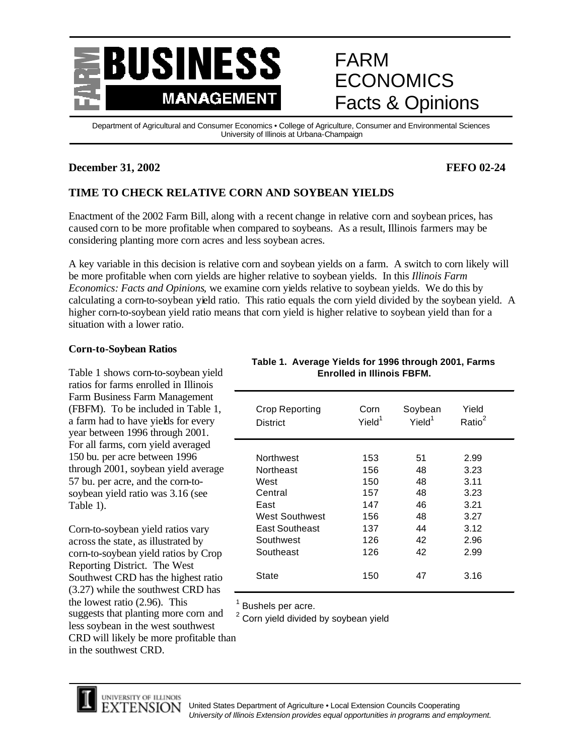# FARM BUSINESS MANAGEMENT

# FARM ECONOMICS Facts & Opinions

Department of Agricultural and Consumer Economics • College of Agriculture, Consumer and Environmental Sciences
University of Illinois at Urbana-Champaign

**December 31, 2002** **FEFO 02-24**

## TIME TO CHECK RELATIVE CORN AND SOYBEAN YIELDS

Enactment of the 2002 Farm Bill, along with a recent change in relative corn and soybean prices, has caused corn to be more profitable when compared to soybeans. As a result, Illinois farmers may be considering planting more corn acres and less soybean acres.

A key variable in this decision is relative corn and soybean yields on a farm. A switch to corn likely will be more profitable when corn yields are higher relative to soybean yields. In this *Illinois Farm Economics: Facts and Opinions*, we examine corn yields relative to soybean yields. We do this by calculating a corn-to-soybean yield ratio. This ratio equals the corn yield divided by the soybean yield. A higher corn-to-soybean yield ratio means that corn yield is higher relative to soybean yield than for a situation with a lower ratio.

### Corn-to-Soybean Ratios

Table 1 shows corn-to-soybean yield ratios for farms enrolled in Illinois Farm Business Farm Management (FBFM). To be included in Table 1, a farm had to have yields for every year between 1996 through 2001. For all farms, corn yield averaged 150 bu. per acre between 1996 through 2001, soybean yield average 57 bu. per acre, and the corn-to-soybean yield ratio was 3.16 (see Table 1).

Corn-to-soybean yield ratios vary across the state, as illustrated by corn-to-soybean yield ratios by Crop Reporting District. The West Southwest CRD has the highest ratio (3.27) while the southwest CRD has the lowest ratio (2.96). This suggests that planting more corn and less soybean in the west southwest CRD will likely be more profitable than in the southwest CRD.

**Table 1. Average Yields for 1996 through 2001, Farms Enrolled in Illinois FBFM.**

| Crop Reporting District | Corn Yield[1] | Soybean Yield[1] | Yield Ratio[2] |
|---|---|---|---|
| Northwest | 153 | 51 | 2.99 |
| Northeast | 156 | 48 | 3.23 |
| West | 150 | 48 | 3.11 |
| Central | 157 | 48 | 3.23 |
| East | 147 | 46 | 3.21 |
| West Southwest | 156 | 48 | 3.27 |
| East Southeast | 137 | 44 | 3.12 |
| Southwest | 126 | 42 | 2.96 |
| Southeast | 126 | 42 | 2.99 |
| State | 150 | 47 | 3.16 |

[1] Bushels per acre.
[2] Corn yield divided by soybean yield

University of Illinois Extension — United States Department of Agriculture • Local Extension Councils Cooperating
*University of Illinois Extension provides equal opportunities in programs and employment.*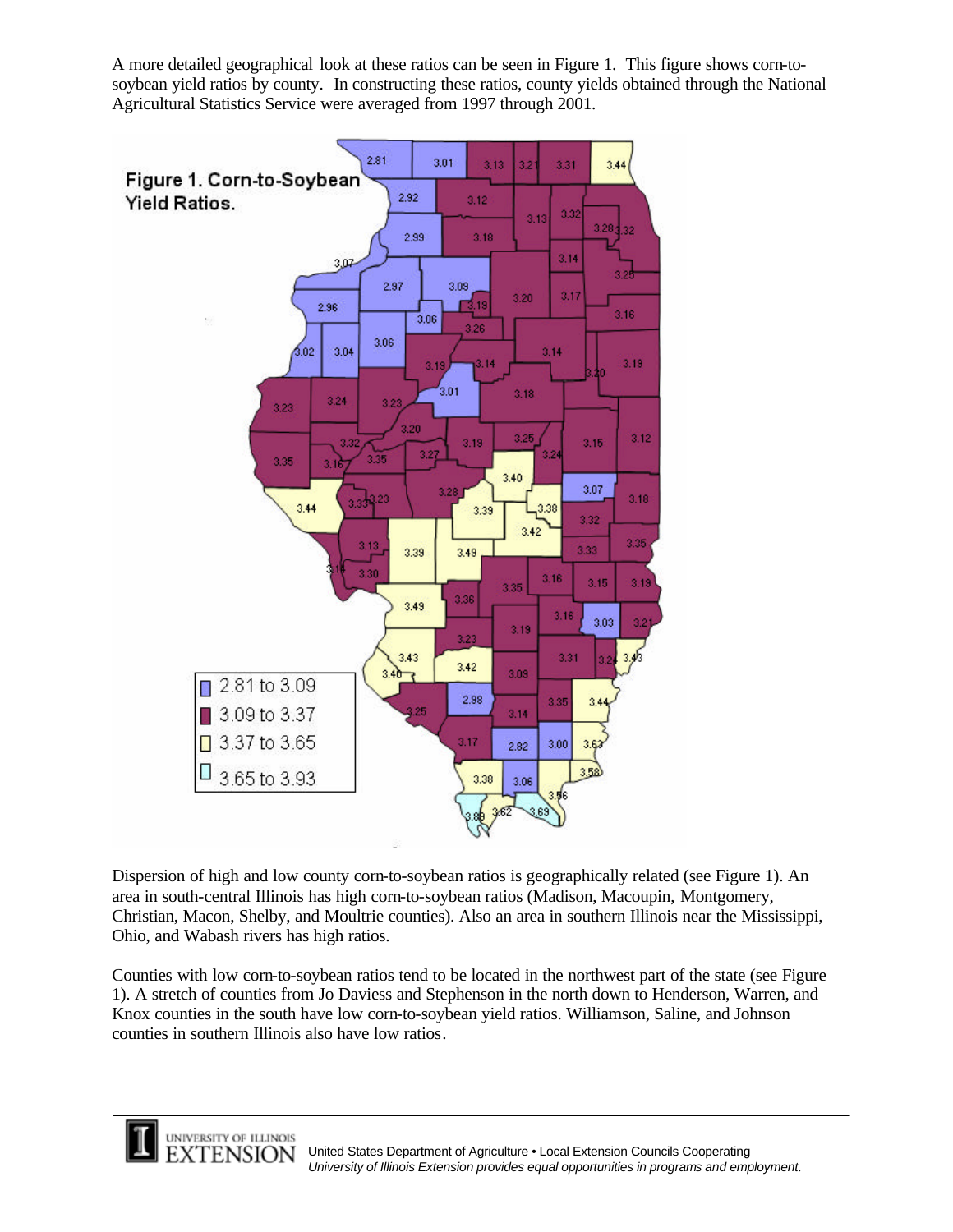A more detailed geographical look at these ratios can be seen in Figure 1. This figure shows corn-to-soybean yield ratios by county. In constructing these ratios, county yields obtained through the National Agricultural Statistics Service were averaged from 1997 through 2001.

Figure 1. Corn-to-Soybean Yield Ratios.

Dispersion of high and low county corn-to-soybean ratios is geographically related (see Figure 1). An area in south-central Illinois has high corn-to-soybean ratios (Madison, Macoupin, Montgomery, Christian, Macon, Shelby, and Moultrie counties). Also an area in southern Illinois near the Mississippi, Ohio, and Wabash rivers has high ratios.

Counties with low corn-to-soybean ratios tend to be located in the northwest part of the state (see Figure 1). A stretch of counties from Jo Daviess and Stephenson in the north down to Henderson, Warren, and Knox counties in the south have low corn-to-soybean yield ratios. Williamson, Saline, and Johnson counties in southern Illinois also have low ratios.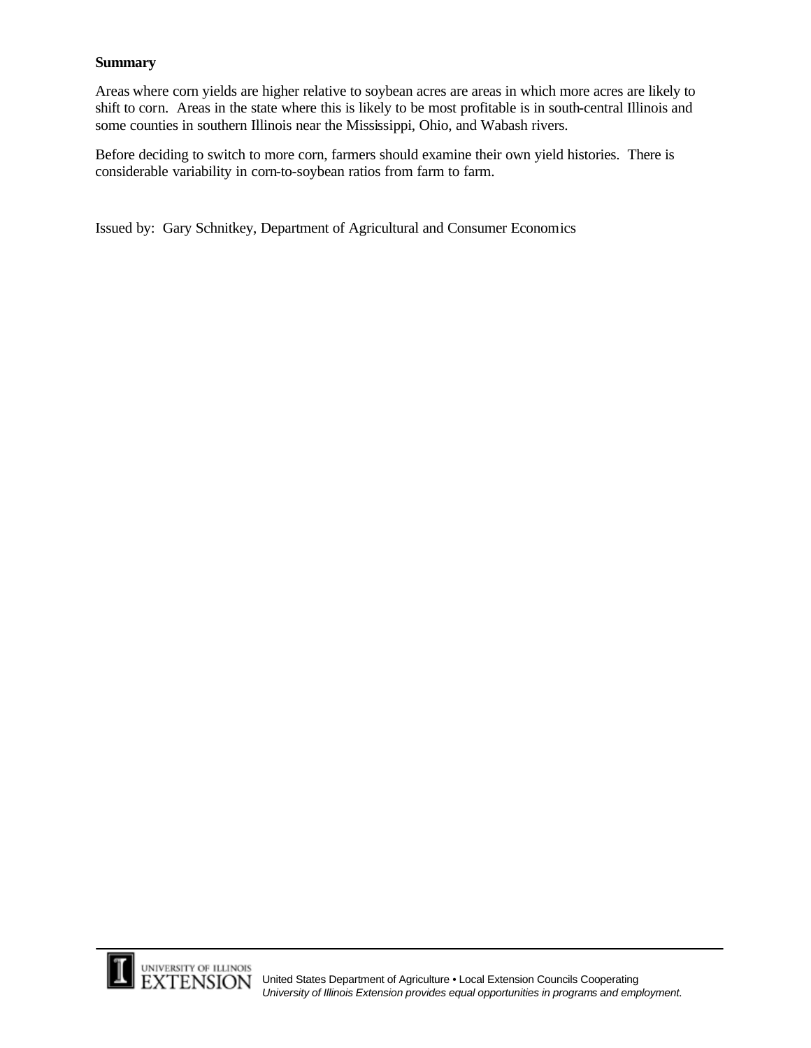**Summary**

Areas where corn yields are higher relative to soybean acres are areas in which more acres are likely to shift to corn. Areas in the state where this is likely to be most profitable is in south-central Illinois and some counties in southern Illinois near the Mississippi, Ohio, and Wabash rivers.

Before deciding to switch to more corn, farmers should examine their own yield histories. There is considerable variability in corn-to-soybean ratios from farm to farm.

Issued by: Gary Schnitkey, Department of Agricultural and Consumer Economics

UNIVERSITY OF ILLINOIS EXTENSION United States Department of Agriculture • Local Extension Councils Cooperating
*University of Illinois Extension provides equal opportunities in programs and employment.*